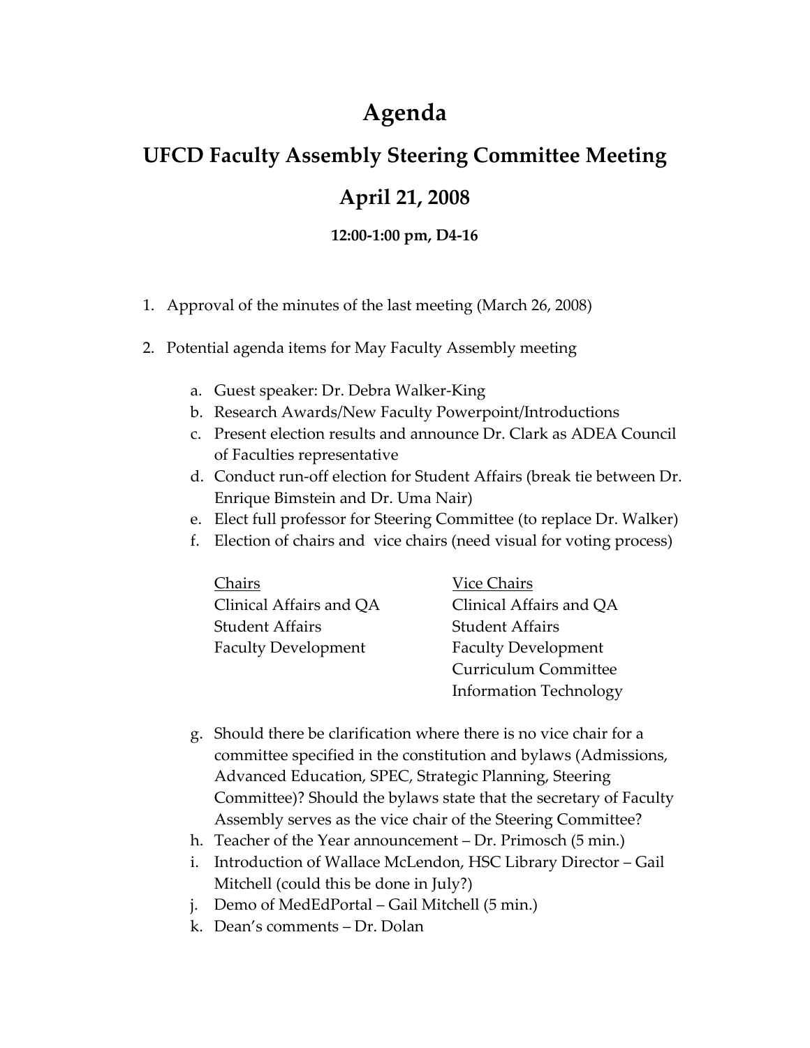# Agenda

## UFCD Faculty Assembly Steering Committee Meeting

## April 21, 2008

**12:00-1:00 pm, D4-16**

1. Approval of the minutes of the last meeting (March 26, 2008)

2. Potential agenda items for May Faculty Assembly meeting

   a. Guest speaker: Dr. Debra Walker-King
   b. Research Awards/New Faculty Powerpoint/Introductions
   c. Present election results and announce Dr. Clark as ADEA Council of Faculties representative
   d. Conduct run-off election for Student Affairs (break tie between Dr. Enrique Bimstein and Dr. Uma Nair)
   e. Elect full professor for Steering Committee (to replace Dr. Walker)
   f. Election of chairs and vice chairs (need visual for voting process)

| Chairs | Vice Chairs |
|---|---|
| Clinical Affairs and QA | Clinical Affairs and QA |
| Student Affairs | Student Affairs |
| Faculty Development | Faculty Development |
| | Curriculum Committee |
| | Information Technology |

   g. Should there be clarification where there is no vice chair for a committee specified in the constitution and bylaws (Admissions, Advanced Education, SPEC, Strategic Planning, Steering Committee)? Should the bylaws state that the secretary of Faculty Assembly serves as the vice chair of the Steering Committee?
   h. Teacher of the Year announcement – Dr. Primosch (5 min.)
   i. Introduction of Wallace McLendon, HSC Library Director – Gail Mitchell (could this be done in July?)
   j. Demo of MedEdPortal – Gail Mitchell (5 min.)
   k. Dean's comments – Dr. Dolan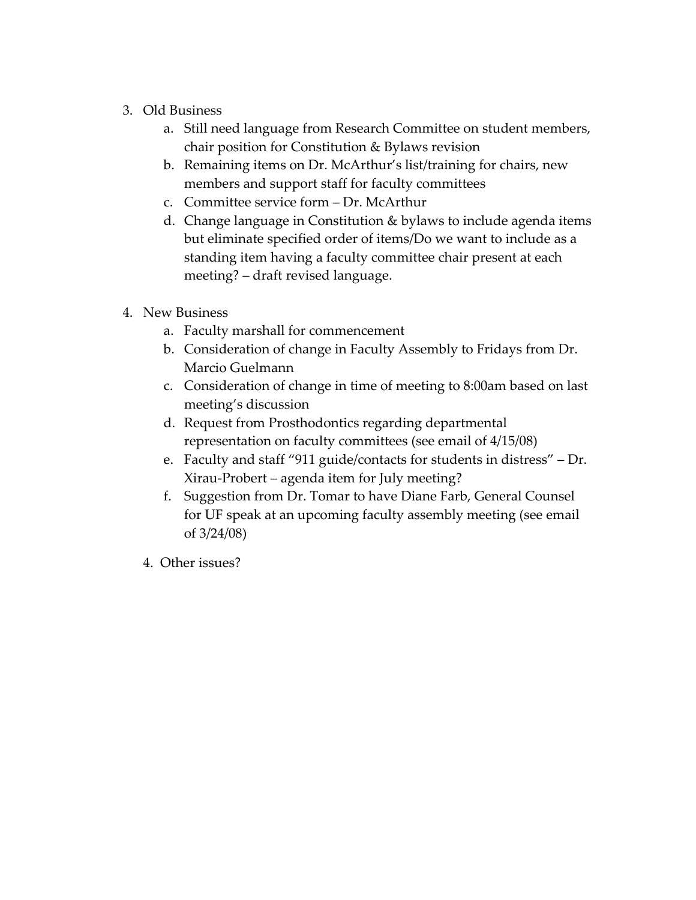3. Old Business
    a. Still need language from Research Committee on student members, chair position for Constitution & Bylaws revision
    b. Remaining items on Dr. McArthur's list/training for chairs, new members and support staff for faculty committees
    c. Committee service form – Dr. McArthur
    d. Change language in Constitution & bylaws to include agenda items but eliminate specified order of items/Do we want to include as a standing item having a faculty committee chair present at each meeting? – draft revised language.

4. New Business
    a. Faculty marshall for commencement
    b. Consideration of change in Faculty Assembly to Fridays from Dr. Marcio Guelmann
    c. Consideration of change in time of meeting to 8:00am based on last meeting's discussion
    d. Request from Prosthodontics regarding departmental representation on faculty committees (see email of 4/15/08)
    e. Faculty and staff "911 guide/contacts for students in distress" – Dr. Xirau-Probert – agenda item for July meeting?
    f. Suggestion from Dr. Tomar to have Diane Farb, General Counsel for UF speak at an upcoming faculty assembly meeting (see email of 3/24/08)

4. Other issues?